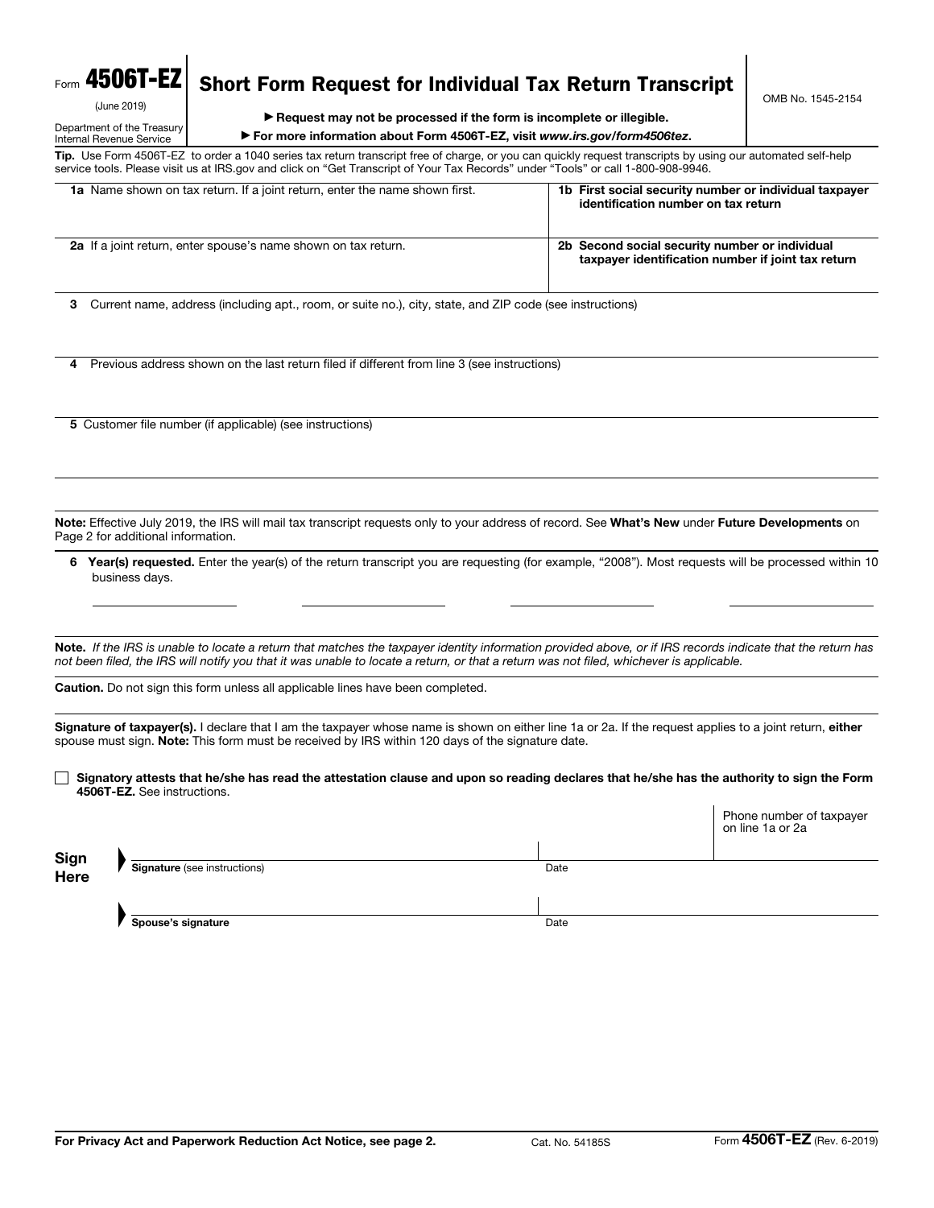Form **4506T-EZ**
(June 2019)
Department of the Treasury
Internal Revenue Service

# Short Form Request for Individual Tax Return Transcript

OMB No. 1545-2154

▶ **Request may not be processed if the form is incomplete or illegible.**

▶ **For more information about Form 4506T-EZ, visit *www.irs.gov/form4506tez*.**

**Tip.** Use Form 4506T-EZ to order a 1040 series tax return transcript free of charge, or you can quickly request transcripts by using our automated self-help service tools. Please visit us at IRS.gov and click on "Get Transcript of Your Tax Records" under "Tools" or call 1-800-908-9946.

| | |
|---|---|
| **1a** Name shown on tax return. If a joint return, enter the name shown first. | **1b First social security number or individual taxpayer identification number on tax return** |
| **2a** If a joint return, enter spouse's name shown on tax return. | **2b Second social security number or individual taxpayer identification number if joint tax return** |

**3** Current name, address (including apt., room, or suite no.), city, state, and ZIP code (see instructions)

**4** Previous address shown on the last return filed if different from line 3 (see instructions)

**5** Customer file number (if applicable) (see instructions)

**Note:** Effective July 2019, the IRS will mail tax transcript requests only to your address of record. See **What's New** under **Future Developments** on Page 2 for additional information.

**6 Year(s) requested.** Enter the year(s) of the return transcript you are requesting (for example, "2008"). Most requests will be processed within 10 business days.

**Note.** *If the IRS is unable to locate a return that matches the taxpayer identity information provided above, or if IRS records indicate that the return has not been filed, the IRS will notify you that it was unable to locate a return, or that a return was not filed, whichever is applicable.*

**Caution.** Do not sign this form unless all applicable lines have been completed.

**Signature of taxpayer(s).** I declare that I am the taxpayer whose name is shown on either line 1a or 2a. If the request applies to a joint return, **either** spouse must sign. **Note:** This form must be received by IRS within 120 days of the signature date.

☐ **Signatory attests that he/she has read the attestation clause and upon so reading declares that he/she has the authority to sign the Form 4506T-EZ.** See instructions.

**Sign Here**

| | | |
|---|---|---|
| ▶ **Signature** (see instructions) | Date | Phone number of taxpayer on line 1a or 2a |
| ▶ **Spouse's signature** | Date | |

**For Privacy Act and Paperwork Reduction Act Notice, see page 2.** Cat. No. 54185S Form **4506T-EZ** (Rev. 6-2019)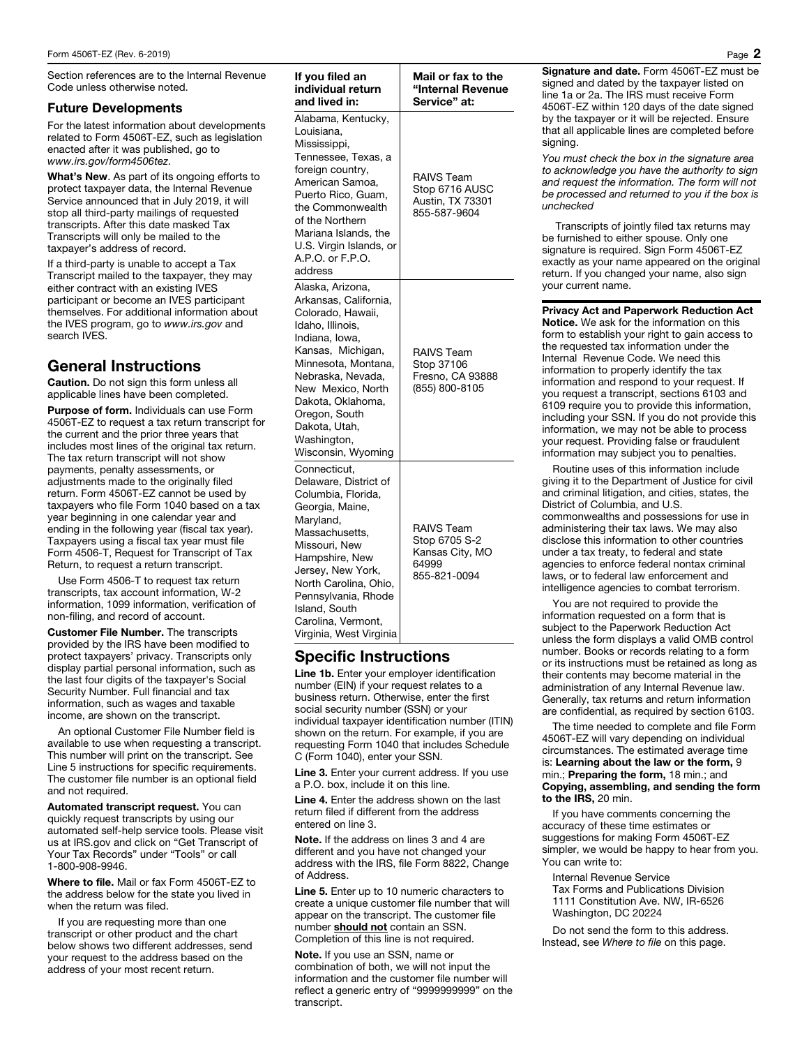Section references are to the Internal Revenue Code unless otherwise noted.

### Future Developments

For the latest information about developments related to Form 4506T-EZ, such as legislation enacted after it was published, go to *www.irs.gov/form4506tez*.

**What's New**. As part of its ongoing efforts to protect taxpayer data, the Internal Revenue Service announced that in July 2019, it will stop all third-party mailings of requested transcripts. After this date masked Tax Transcripts will only be mailed to the taxpayer's address of record.

If a third-party is unable to accept a Tax Transcript mailed to the taxpayer, they may either contract with an existing IVES participant or become an IVES participant themselves. For additional information about the IVES program, go to *www.irs.gov* and search IVES.

## General Instructions

**Caution.** Do not sign this form unless all applicable lines have been completed.

**Purpose of form.** Individuals can use Form 4506T-EZ to request a tax return transcript for the current and the prior three years that includes most lines of the original tax return. The tax return transcript will not show payments, penalty assessments, or adjustments made to the originally filed return. Form 4506T-EZ cannot be used by taxpayers who file Form 1040 based on a tax year beginning in one calendar year and ending in the following year (fiscal tax year). Taxpayers using a fiscal tax year must file Form 4506-T, Request for Transcript of Tax Return, to request a return transcript.

Use Form 4506-T to request tax return transcripts, tax account information, W-2 information, 1099 information, verification of non-filing, and record of account.

**Customer File Number.** The transcripts provided by the IRS have been modified to protect taxpayers' privacy. Transcripts only display partial personal information, such as the last four digits of the taxpayer's Social Security Number. Full financial and tax information, such as wages and taxable income, are shown on the transcript.

An optional Customer File Number field is available to use when requesting a transcript. This number will print on the transcript. See Line 5 instructions for specific requirements. The customer file number is an optional field and not required.

**Automated transcript request.** You can quickly request transcripts by using our automated self-help service tools. Please visit us at IRS.gov and click on "Get Transcript of Your Tax Records" under "Tools" or call 1-800-908-9946.

**Where to file.** Mail or fax Form 4506T-EZ to the address below for the state you lived in when the return was filed.

If you are requesting more than one transcript or other product and the chart below shows two different addresses, send your request to the address based on the address of your most recent return.

| If you filed an individual return and lived in: | Mail or fax to the "Internal Revenue Service" at: |
|---|---|
| Alabama, Kentucky, Louisiana, Mississippi, Tennessee, Texas, a foreign country, American Samoa, Puerto Rico, Guam, the Commonwealth of the Northern Mariana Islands, the U.S. Virgin Islands, or A.P.O. or F.P.O. address | RAIVS Team<br>Stop 6716 AUSC<br>Austin, TX 73301<br>855-587-9604 |
| Alaska, Arizona, Arkansas, California, Colorado, Hawaii, Idaho, Illinois, Indiana, Iowa, Kansas, Michigan, Minnesota, Montana, Nebraska, Nevada, New Mexico, North Dakota, Oklahoma, Oregon, South Dakota, Utah, Washington, Wisconsin, Wyoming | RAIVS Team<br>Stop 37106<br>Fresno, CA 93888<br>(855) 800-8105 |
| Connecticut, Delaware, District of Columbia, Florida, Georgia, Maine, Maryland, Massachusetts, Missouri, New Hampshire, New Jersey, New York, North Carolina, Ohio, Pennsylvania, Rhode Island, South Carolina, Vermont, Virginia, West Virginia | RAIVS Team<br>Stop 6705 S-2<br>Kansas City, MO 64999<br>855-821-0094 |

## Specific Instructions

**Line 1b.** Enter your employer identification number (EIN) if your request relates to a business return. Otherwise, enter the first social security number (SSN) or your individual taxpayer identification number (ITIN) shown on the return. For example, if you are requesting Form 1040 that includes Schedule C (Form 1040), enter your SSN.

**Line 3.** Enter your current address. If you use a P.O. box, include it on this line.

**Line 4.** Enter the address shown on the last return filed if different from the address entered on line 3.

**Note.** If the address on lines 3 and 4 are different and you have not changed your address with the IRS, file Form 8822, Change of Address.

**Line 5.** Enter up to 10 numeric characters to create a unique customer file number that will appear on the transcript. The customer file number **should not** contain an SSN. Completion of this line is not required.

**Note.** If you use an SSN, name or combination of both, we will not input the information and the customer file number will reflect a generic entry of "9999999999" on the transcript.

**Signature and date.** Form 4506T-EZ must be signed and dated by the taxpayer listed on line 1a or 2a. The IRS must receive Form 4506T-EZ within 120 days of the date signed by the taxpayer or it will be rejected. Ensure that all applicable lines are completed before signing.

*You must check the box in the signature area to acknowledge you have the authority to sign and request the information. The form will not be processed and returned to you if the box is unchecked*

Transcripts of jointly filed tax returns may be furnished to either spouse. Only one signature is required. Sign Form 4506T-EZ exactly as your name appeared on the original return. If you changed your name, also sign your current name.

**Privacy Act and Paperwork Reduction Act Notice.** We ask for the information on this form to establish your right to gain access to the requested tax information under the Internal Revenue Code. We need this information to properly identify the tax information and respond to your request. If you request a transcript, sections 6103 and 6109 require you to provide this information, including your SSN. If you do not provide this information, we may not be able to process your request. Providing false or fraudulent information may subject you to penalties.

Routine uses of this information include giving it to the Department of Justice for civil and criminal litigation, and cities, states, the District of Columbia, and U.S. commonwealths and possessions for use in administering their tax laws. We may also disclose this information to other countries under a tax treaty, to federal and state agencies to enforce federal nontax criminal laws, or to federal law enforcement and intelligence agencies to combat terrorism.

You are not required to provide the information requested on a form that is subject to the Paperwork Reduction Act unless the form displays a valid OMB control number. Books or records relating to a form or its instructions must be retained as long as their contents may become material in the administration of any Internal Revenue law. Generally, tax returns and return information are confidential, as required by section 6103.

The time needed to complete and file Form 4506T-EZ will vary depending on individual circumstances. The estimated average time is: **Learning about the law or the form,** 9 min.; **Preparing the form,** 18 min.; and **Copying, assembling, and sending the form to the IRS,** 20 min.

If you have comments concerning the accuracy of these time estimates or suggestions for making Form 4506T-EZ simpler, we would be happy to hear from you. You can write to:

Internal Revenue Service
Tax Forms and Publications Division
1111 Constitution Ave. NW, IR-6526
Washington, DC 20224

Do not send the form to this address. Instead, see *Where to file* on this page.